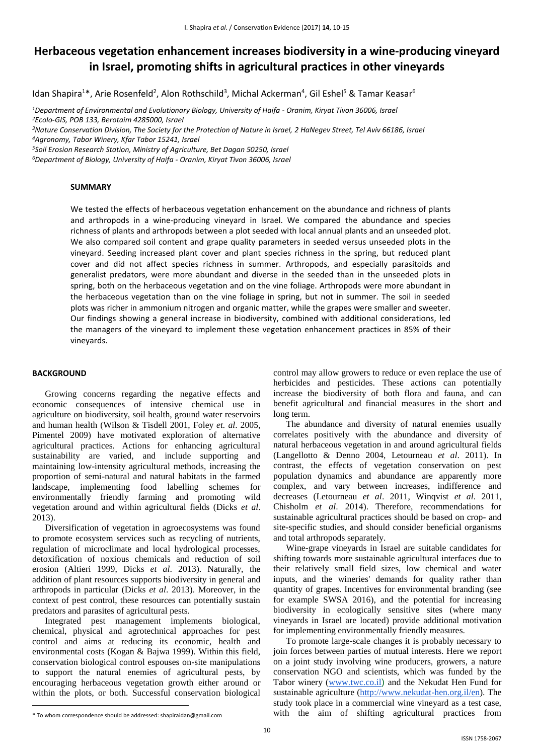# Herbaceous vegetation enhancement increases biodiversity in a wine-producing vineyard in Israel, promoting shifts in agricultural practices in other vineyards

Idan Shapira[1]*, Arie Rosenfeld[2], Alon Rothschild[3], Michal Ackerman[4], Gil Eshel[5] & Tamar Keasar[6]

[1]*Department of Environmental and Evolutionary Biology, University of Haifa - Oranim, Kiryat Tivon 36006, Israel*
[2]*Ecolo-GIS, POB 133, Berotaim 4285000, Israel*
[3]*Nature Conservation Division, The Society for the Protection of Nature in Israel, 2 HaNegev Street, Tel Aviv 66186, Israel*
[4]*Agronomy, Tabor Winery, Kfar Tabor 15241, Israel*
[5]*Soil Erosion Research Station, Ministry of Agriculture, Bet Dagan 50250, Israel*
[6]*Department of Biology, University of Haifa - Oranim, Kiryat Tivon 36006, Israel*

## SUMMARY

We tested the effects of herbaceous vegetation enhancement on the abundance and richness of plants and arthropods in a wine-producing vineyard in Israel. We compared the abundance and species richness of plants and arthropods between a plot seeded with local annual plants and an unseeded plot. We also compared soil content and grape quality parameters in seeded versus unseeded plots in the vineyard. Seeding increased plant cover and plant species richness in the spring, but reduced plant cover and did not affect species richness in summer. Arthropods, and especially parasitoids and generalist predators, were more abundant and diverse in the seeded than in the unseeded plots in spring, both on the herbaceous vegetation and on the vine foliage. Arthropods were more abundant in the herbaceous vegetation than on the vine foliage in spring, but not in summer. The soil in seeded plots was richer in ammonium nitrogen and organic matter, while the grapes were smaller and sweeter. Our findings showing a general increase in biodiversity, combined with additional considerations, led the managers of the vineyard to implement these vegetation enhancement practices in 85% of their vineyards.

## BACKGROUND

Growing concerns regarding the negative effects and economic consequences of intensive chemical use in agriculture on biodiversity, soil health, ground water reservoirs and human health (Wilson & Tisdell 2001, Foley *et. al*. 2005, Pimentel 2009) have motivated exploration of alternative agricultural practices. Actions for enhancing agricultural sustainability are varied, and include supporting and maintaining low-intensity agricultural methods, increasing the proportion of semi-natural and natural habitats in the farmed landscape, implementing food labelling schemes for environmentally friendly farming and promoting wild vegetation around and within agricultural fields (Dicks *et al*. 2013).

Diversification of vegetation in agroecosystems was found to promote ecosystem services such as recycling of nutrients, regulation of microclimate and local hydrological processes, detoxification of noxious chemicals and reduction of soil erosion (Altieri 1999, Dicks *et al*. 2013). Naturally, the addition of plant resources supports biodiversity in general and arthropods in particular (Dicks *et al*. 2013). Moreover, in the context of pest control, these resources can potentially sustain predators and parasites of agricultural pests.

Integrated pest management implements biological, chemical, physical and agrotechnical approaches for pest control and aims at reducing its economic, health and environmental costs (Kogan & Bajwa 1999). Within this field, conservation biological control espouses on-site manipulations to support the natural enemies of agricultural pests, by encouraging herbaceous vegetation growth either around or within the plots, or both. Successful conservation biological control may allow growers to reduce or even replace the use of herbicides and pesticides. These actions can potentially increase the biodiversity of both flora and fauna, and can benefit agricultural and financial measures in the short and long term.

The abundance and diversity of natural enemies usually correlates positively with the abundance and diversity of natural herbaceous vegetation in and around agricultural fields (Langellotto & Denno 2004, Letourneau *et al*. 2011). In contrast, the effects of vegetation conservation on pest population dynamics and abundance are apparently more complex, and vary between increases, indifference and decreases (Letourneau *et al*. 2011, Winqvist *et al*. 2011, Chisholm *et al*. 2014). Therefore, recommendations for sustainable agricultural practices should be based on crop- and site-specific studies, and should consider beneficial organisms and total arthropods separately.

Wine-grape vineyards in Israel are suitable candidates for shifting towards more sustainable agricultural interfaces due to their relatively small field sizes, low chemical and water inputs, and the wineries' demands for quality rather than quantity of grapes. Incentives for environmental branding (see for example SWSA 2016), and the potential for increasing biodiversity in ecologically sensitive sites (where many vineyards in Israel are located) provide additional motivation for implementing environmentally friendly measures.

To promote large-scale changes it is probably necessary to join forces between parties of mutual interests. Here we report on a joint study involving wine producers, growers, a nature conservation NGO and scientists, which was funded by the Tabor winery (www.twc.co.il) and the Nekudat Hen Fund for sustainable agriculture (http://www.nekudat-hen.org.il/en). The study took place in a commercial wine vineyard as a test case, with the aim of shifting agricultural practices from

\* To whom correspondence should be addressed: shapiraidan@gmail.com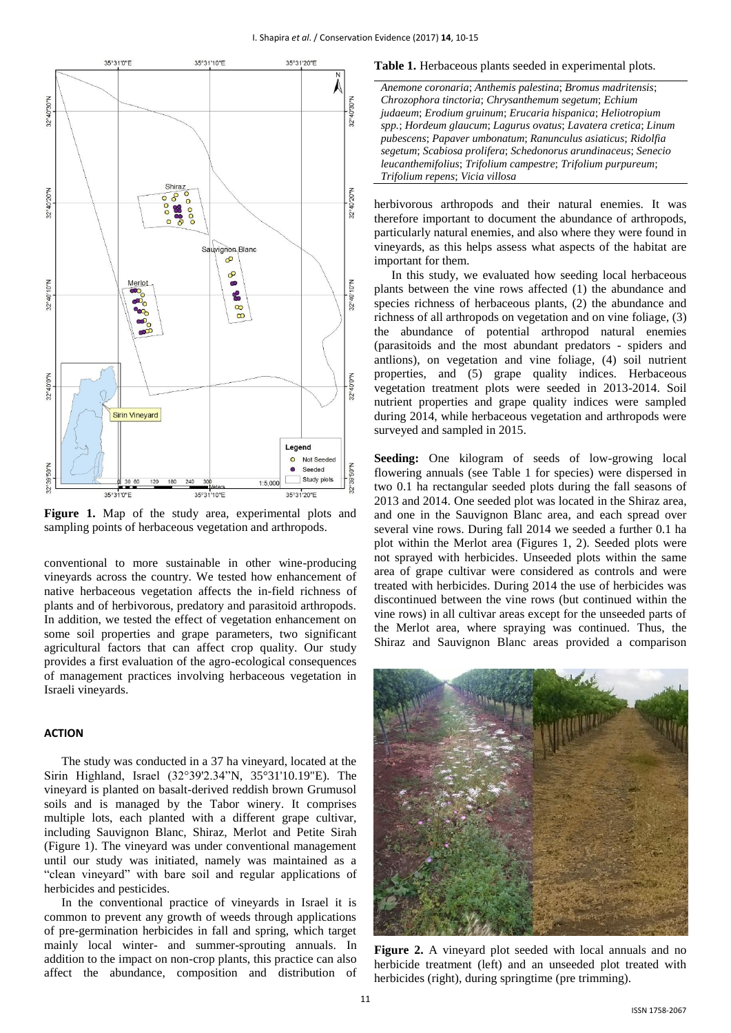**Figure 1.** Map of the study area, experimental plots and sampling points of herbaceous vegetation and arthropods.

conventional to more sustainable in other wine-producing vineyards across the country. We tested how enhancement of native herbaceous vegetation affects the in-field richness of plants and of herbivorous, predatory and parasitoid arthropods. In addition, we tested the effect of vegetation enhancement on some soil properties and grape parameters, two significant agricultural factors that can affect crop quality. Our study provides a first evaluation of the agro-ecological consequences of management practices involving herbaceous vegetation in Israeli vineyards.

## ACTION

The study was conducted in a 37 ha vineyard, located at the Sirin Highland, Israel (32°39'2.34"N, 35°31'10.19"E). The vineyard is planted on basalt-derived reddish brown Grumusol soils and is managed by the Tabor winery. It comprises multiple lots, each planted with a different grape cultivar, including Sauvignon Blanc, Shiraz, Merlot and Petite Sirah (Figure 1). The vineyard was under conventional management until our study was initiated, namely was maintained as a "clean vineyard" with bare soil and regular applications of herbicides and pesticides.

In the conventional practice of vineyards in Israel it is common to prevent any growth of weeds through applications of pre-germination herbicides in fall and spring, which target mainly local winter- and summer-sprouting annuals. In addition to the impact on non-crop plants, this practice can also affect the abundance, composition and distribution of herbivorous arthropods and their natural enemies. It was therefore important to document the abundance of arthropods, particularly natural enemies, and also where they were found in vineyards, as this helps assess what aspects of the habitat are important for them.

In this study, we evaluated how seeding local herbaceous plants between the vine rows affected (1) the abundance and species richness of herbaceous plants, (2) the abundance and richness of all arthropods on vegetation and on vine foliage, (3) the abundance of potential arthropod natural enemies (parasitoids and the most abundant predators - spiders and antlions), on vegetation and vine foliage, (4) soil nutrient properties, and (5) grape quality indices. Herbaceous vegetation treatment plots were seeded in 2013-2014. Soil nutrient properties and grape quality indices were sampled during 2014, while herbaceous vegetation and arthropods were surveyed and sampled in 2015.

**Table 1.** Herbaceous plants seeded in experimental plots.

| |
|---|
| *Anemone coronaria*; *Anthemis palestina*; *Bromus madritensis*; *Chrozophora tinctoria*; *Chrysanthemum segetum*; *Echium judaeum*; *Erodium gruinum*; *Erucaria hispanica*; *Heliotropium spp.*; *Hordeum glaucum*; *Lagurus ovatus*; *Lavatera cretica*; *Linum pubescens*; *Papaver umbonatum*; *Ranunculus asiaticus*; *Ridolfia segetum*; *Scabiosa prolifera*; *Schedonorus arundinaceus*; *Senecio leucanthemifolius*; *Trifolium campestre*; *Trifolium purpureum*; *Trifolium repens*; *Vicia villosa* |

**Seeding:** One kilogram of seeds of low-growing local flowering annuals (see Table 1 for species) were dispersed in two 0.1 ha rectangular seeded plots during the fall seasons of 2013 and 2014. One seeded plot was located in the Shiraz area, and one in the Sauvignon Blanc area, and each spread over several vine rows. During fall 2014 we seeded a further 0.1 ha plot within the Merlot area (Figures 1, 2). Seeded plots were not sprayed with herbicides. Unseeded plots within the same area of grape cultivar were considered as controls and were treated with herbicides. During 2014 the use of herbicides was discontinued between the vine rows (but continued within the vine rows) in all cultivar areas except for the unseeded parts of the Merlot area, where spraying was continued. Thus, the Shiraz and Sauvignon Blanc areas provided a comparison

**Figure 2.** A vineyard plot seeded with local annuals and no herbicide treatment (left) and an unseeded plot treated with herbicides (right), during springtime (pre trimming).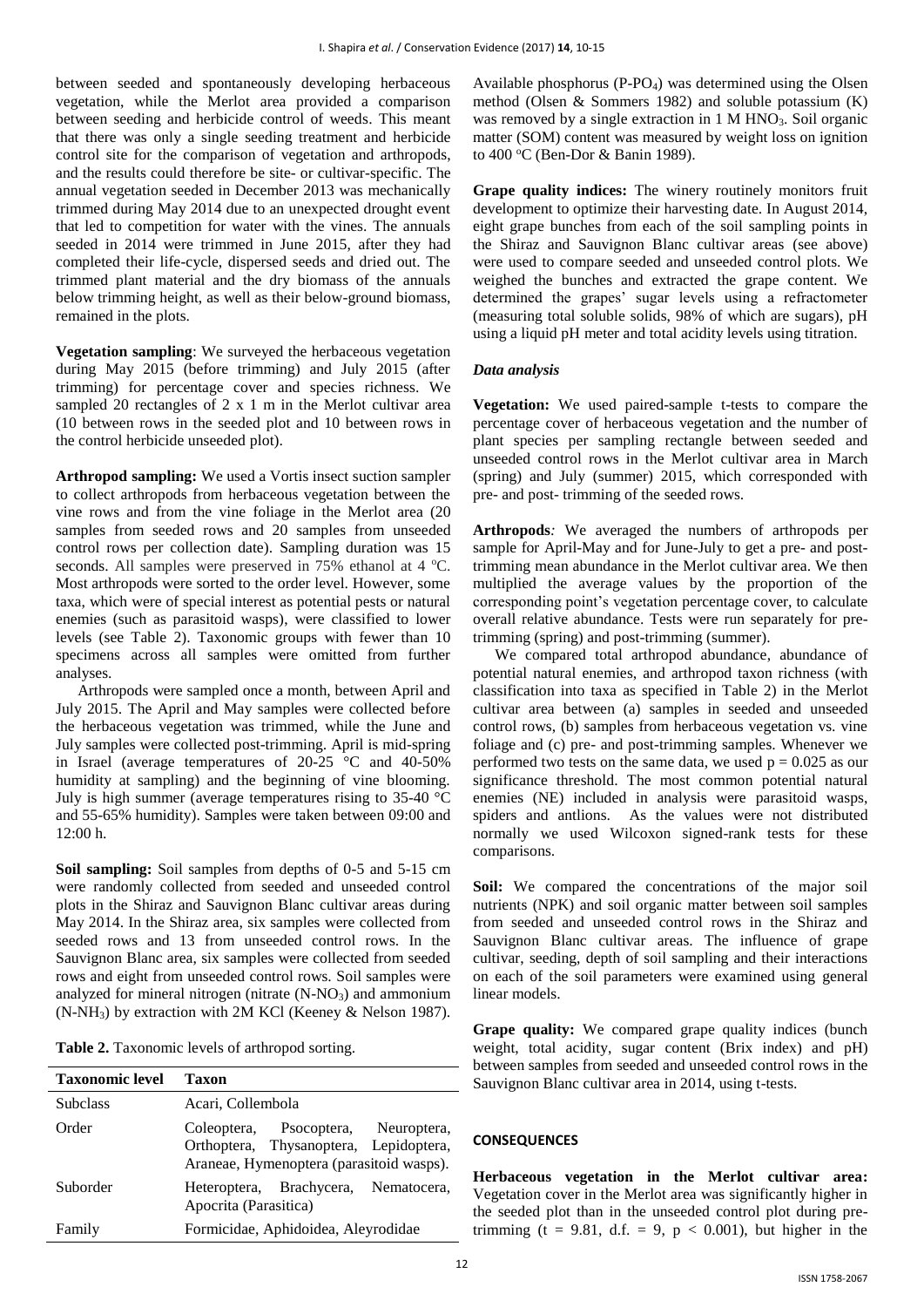between seeded and spontaneously developing herbaceous vegetation, while the Merlot area provided a comparison between seeding and herbicide control of weeds. This meant that there was only a single seeding treatment and herbicide control site for the comparison of vegetation and arthropods, and the results could therefore be site- or cultivar-specific. The annual vegetation seeded in December 2013 was mechanically trimmed during May 2014 due to an unexpected drought event that led to competition for water with the vines. The annuals seeded in 2014 were trimmed in June 2015, after they had completed their life-cycle, dispersed seeds and dried out. The trimmed plant material and the dry biomass of the annuals below trimming height, as well as their below-ground biomass, remained in the plots.

**Vegetation sampling**: We surveyed the herbaceous vegetation during May 2015 (before trimming) and July 2015 (after trimming) for percentage cover and species richness. We sampled 20 rectangles of 2 x 1 m in the Merlot cultivar area (10 between rows in the seeded plot and 10 between rows in the control herbicide unseeded plot).

**Arthropod sampling:** We used a Vortis insect suction sampler to collect arthropods from herbaceous vegetation between the vine rows and from the vine foliage in the Merlot area (20 samples from seeded rows and 20 samples from unseeded control rows per collection date). Sampling duration was 15 seconds. All samples were preserved in 75% ethanol at 4 °C. Most arthropods were sorted to the order level. However, some taxa, which were of special interest as potential pests or natural enemies (such as parasitoid wasps), were classified to lower levels (see Table 2). Taxonomic groups with fewer than 10 specimens across all samples were omitted from further analyses.

Arthropods were sampled once a month, between April and July 2015. The April and May samples were collected before the herbaceous vegetation was trimmed, while the June and July samples were collected post-trimming. April is mid-spring in Israel (average temperatures of 20-25 °C and 40-50% humidity at sampling) and the beginning of vine blooming. July is high summer (average temperatures rising to 35-40 °C and 55-65% humidity). Samples were taken between 09:00 and 12:00 h.

**Soil sampling:** Soil samples from depths of 0-5 and 5-15 cm were randomly collected from seeded and unseeded control plots in the Shiraz and Sauvignon Blanc cultivar areas during May 2014. In the Shiraz area, six samples were collected from seeded rows and 13 from unseeded control rows. In the Sauvignon Blanc area, six samples were collected from seeded rows and eight from unseeded control rows. Soil samples were analyzed for mineral nitrogen (nitrate ($N$-$NO_3$) and ammonium ($N$-$NH_3$) by extraction with 2M KCl (Keeney & Nelson 1987).

**Table 2.** Taxonomic levels of arthropod sorting.

| Taxonomic level | Taxon |
|---|---|
| Subclass | Acari, Collembola |
| Order | Coleoptera, Psocoptera, Neuroptera, Orthoptera, Thysanoptera, Lepidoptera, Araneae, Hymenoptera (parasitoid wasps). |
| Suborder | Heteroptera, Brachycera, Nematocera, Apocrita (Parasitica) |
| Family | Formicidae, Aphidoidea, Aleyrodidae |

Available phosphorus ($P$-$PO_4$) was determined using the Olsen method (Olsen & Sommers 1982) and soluble potassium (K) was removed by a single extraction in 1 M $HNO_3$. Soil organic matter (SOM) content was measured by weight loss on ignition to 400 °C (Ben-Dor & Banin 1989).

**Grape quality indices:** The winery routinely monitors fruit development to optimize their harvesting date. In August 2014, eight grape bunches from each of the soil sampling points in the Shiraz and Sauvignon Blanc cultivar areas (see above) were used to compare seeded and unseeded control plots. We weighed the bunches and extracted the grape content. We determined the grapes' sugar levels using a refractometer (measuring total soluble solids, 98% of which are sugars), pH using a liquid pH meter and total acidity levels using titration.

### *Data analysis*

**Vegetation:** We used paired-sample t-tests to compare the percentage cover of herbaceous vegetation and the number of plant species per sampling rectangle between seeded and unseeded control rows in the Merlot cultivar area in March (spring) and July (summer) 2015, which corresponded with pre- and post- trimming of the seeded rows.

**Arthropods***:* We averaged the numbers of arthropods per sample for April-May and for June-July to get a pre- and post-trimming mean abundance in the Merlot cultivar area. We then multiplied the average values by the proportion of the corresponding point's vegetation percentage cover, to calculate overall relative abundance. Tests were run separately for pre-trimming (spring) and post-trimming (summer).

We compared total arthropod abundance, abundance of potential natural enemies, and arthropod taxon richness (with classification into taxa as specified in Table 2) in the Merlot cultivar area between (a) samples in seeded and unseeded control rows, (b) samples from herbaceous vegetation vs. vine foliage and (c) pre- and post-trimming samples. Whenever we performed two tests on the same data, we used $p = 0.025$ as our significance threshold. The most common potential natural enemies (NE) included in analysis were parasitoid wasps, spiders and antlions. As the values were not distributed normally we used Wilcoxon signed-rank tests for these comparisons.

**Soil:** We compared the concentrations of the major soil nutrients (NPK) and soil organic matter between soil samples from seeded and unseeded control rows in the Shiraz and Sauvignon Blanc cultivar areas. The influence of grape cultivar, seeding, depth of soil sampling and their interactions on each of the soil parameters were examined using general linear models.

**Grape quality:** We compared grape quality indices (bunch weight, total acidity, sugar content (Brix index) and pH) between samples from seeded and unseeded control rows in the Sauvignon Blanc cultivar area in 2014, using t-tests.

## CONSEQUENCES

**Herbaceous vegetation in the Merlot cultivar area:** Vegetation cover in the Merlot area was significantly higher in the seeded plot than in the unseeded control plot during pre-trimming ($t = 9.81$, d.f. = 9, $p < 0.001$), but higher in the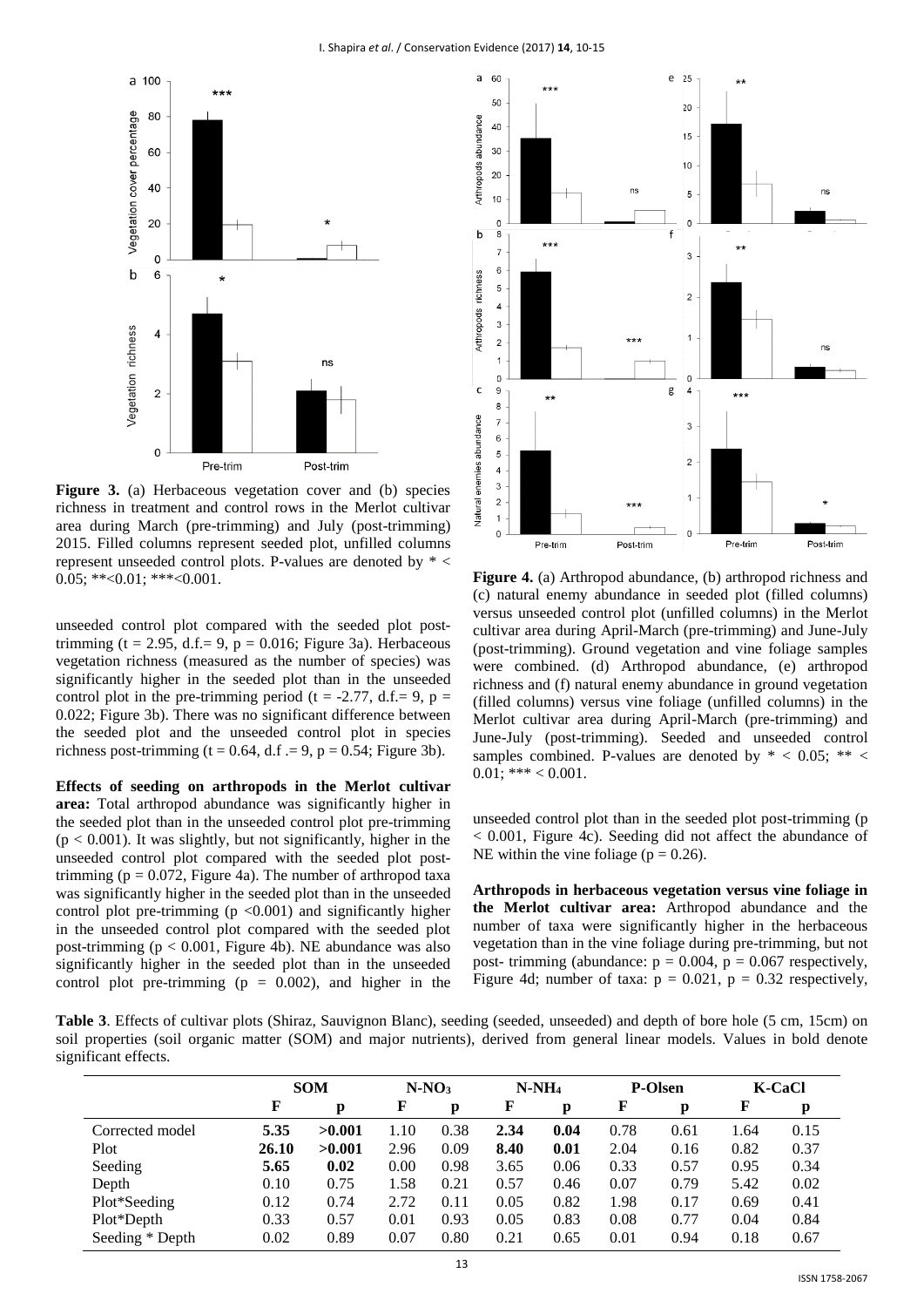**Figure 3.** (a) Herbaceous vegetation cover and (b) species richness in treatment and control rows in the Merlot cultivar area during March (pre-trimming) and July (post-trimming) 2015. Filled columns represent seeded plot, unfilled columns represent unseeded control plots. P-values are denoted by * < 0.05; **<0.01; ***<0.001.

unseeded control plot compared with the seeded plot post-trimming ($t = 2.95$, d.f.= 9, $p = 0.016$; Figure 3a). Herbaceous vegetation richness (measured as the number of species) was significantly higher in the seeded plot than in the unseeded control plot in the pre-trimming period ($t = -2.77$, d.f.= 9, $p = 0.022$; Figure 3b). There was no significant difference between the seeded plot and the unseeded control plot in species richness post-trimming ($t = 0.64$, d.f .= 9, $p = 0.54$; Figure 3b).

**Effects of seeding on arthropods in the Merlot cultivar area:** Total arthropod abundance was significantly higher in the seeded plot than in the unseeded control plot pre-trimming ($p < 0.001$). It was slightly, but not significantly, higher in the unseeded control plot compared with the seeded plot post-trimming ($p = 0.072$, Figure 4a). The number of arthropod taxa was significantly higher in the seeded plot than in the unseeded control plot pre-trimming ($p < 0.001$) and significantly higher in the unseeded control plot compared with the seeded plot post-trimming ($p < 0.001$, Figure 4b). NE abundance was also significantly higher in the seeded plot than in the unseeded control plot pre-trimming ($p = 0.002$), and higher in the unseeded control plot than in the seeded plot post-trimming ($p < 0.001$, Figure 4c). Seeding did not affect the abundance of NE within the vine foliage ($p = 0.26$).

**Figure 4.** (a) Arthropod abundance, (b) arthropod richness and (c) natural enemy abundance in seeded plot (filled columns) versus unseeded control plot (unfilled columns) in the Merlot cultivar area during April-March (pre-trimming) and June-July (post-trimming). Ground vegetation and vine foliage samples were combined. (d) Arthropod abundance, (e) arthropod richness and (f) natural enemy abundance in ground vegetation (filled columns) versus vine foliage (unfilled columns) in the Merlot cultivar area during April-March (pre-trimming) and June-July (post-trimming). Seeded and unseeded control samples combined. P-values are denoted by * < 0.05; ** < 0.01; *** < 0.001.

**Arthropods in herbaceous vegetation versus vine foliage in the Merlot cultivar area:** Arthropod abundance and the number of taxa were significantly higher in the herbaceous vegetation than in the vine foliage during pre-trimming, but not post- trimming (abundance: $p = 0.004$, $p = 0.067$ respectively, Figure 4d; number of taxa: $p = 0.021$, $p = 0.32$ respectively,

**Table 3**. Effects of cultivar plots (Shiraz, Sauvignon Blanc), seeding (seeded, unseeded) and depth of bore hole (5 cm, 15cm) on soil properties (soil organic matter (SOM) and major nutrients), derived from general linear models. Values in bold denote significant effects.

| | SOM | | $N\text{-}NO_3$ | | $N\text{-}NH_4$ | | P-Olsen | | K-CaCl | |
|---|---|---|---|---|---|---|---|---|---|---|
| | F | p | F | p | F | p | F | p | F | p |
| Corrected model | **5.35** | **>0.001** | 1.10 | 0.38 | **2.34** | **0.04** | 0.78 | 0.61 | 1.64 | 0.15 |
| Plot | **26.10** | **>0.001** | 2.96 | 0.09 | **8.40** | **0.01** | 2.04 | 0.16 | 0.82 | 0.37 |
| Seeding | **5.65** | **0.02** | 0.00 | 0.98 | 3.65 | 0.06 | 0.33 | 0.57 | 0.95 | 0.34 |
| Depth | 0.10 | 0.75 | 1.58 | 0.21 | 0.57 | 0.46 | 0.07 | 0.79 | 5.42 | 0.02 |
| Plot*Seeding | 0.12 | 0.74 | 2.72 | 0.11 | 0.05 | 0.82 | 1.98 | 0.17 | 0.69 | 0.41 |
| Plot*Depth | 0.33 | 0.57 | 0.01 | 0.93 | 0.05 | 0.83 | 0.08 | 0.77 | 0.04 | 0.84 |
| Seeding * Depth | 0.02 | 0.89 | 0.07 | 0.80 | 0.21 | 0.65 | 0.01 | 0.94 | 0.18 | 0.67 |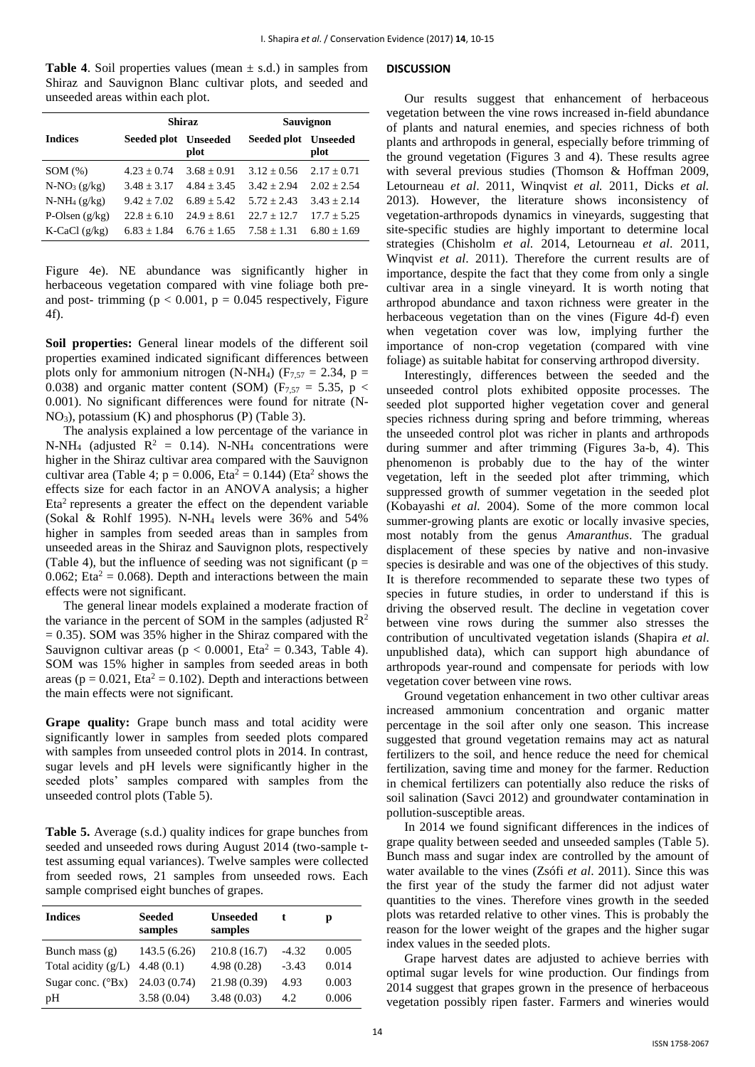**Table 4**. Soil properties values (mean ± s.d.) in samples from Shiraz and Sauvignon Blanc cultivar plots, and seeded and unseeded areas within each plot.

| Indices | Shiraz | | Sauvignon | |
|---|---|---|---|---|
| | Seeded plot | Unseeded plot | Seeded plot | Unseeded plot |
| SOM (%) | 4.23 ± 0.74 | 3.68 ± 0.91 | 3.12 ± 0.56 | 2.17 ± 0.71 |
| $N\text{-}NO_3$ (g/kg) | 3.48 ± 3.17 | 4.84 ± 3.45 | 3.42 ± 2.94 | 2.02 ± 2.54 |
| $N\text{-}NH_4$ (g/kg) | 9.42 ± 7.02 | 6.89 ± 5.42 | 5.72 ± 2.43 | 3.43 ± 2.14 |
| P-Olsen (g/kg) | 22.8 ± 6.10 | 24.9 ± 8.61 | 22.7 ± 12.7 | 17.7 ± 5.25 |
| K-CaCl (g/kg) | 6.83 ± 1.84 | 6.76 ± 1.65 | 7.58 ± 1.31 | 6.80 ± 1.69 |

Figure 4e). NE abundance was significantly higher in herbaceous vegetation compared with vine foliage both pre- and post- trimming ($p < 0.001$, $p = 0.045$ respectively, Figure 4f).

**Soil properties:** General linear models of the different soil properties examined indicated significant differences between plots only for ammonium nitrogen ($N\text{-}NH_4$) ($F_{7,57} = 2.34$, $p = 0.038$) and organic matter content (SOM) ($F_{7,57} = 5.35$, $p < 0.001$). No significant differences were found for nitrate ($N\text{-}NO_3$), potassium (K) and phosphorus (P) (Table 3).

The analysis explained a low percentage of the variance in $N\text{-}NH_4$ (adjusted $R^2 = 0.14$). $N\text{-}NH_4$ concentrations were higher in the Shiraz cultivar area compared with the Sauvignon cultivar area (Table 4; $p = 0.006$, $Eta^2 = 0.144$) ($Eta^2$ shows the effects size for each factor in an ANOVA analysis; a higher $Eta^2$ represents a greater the effect on the dependent variable (Sokal & Rohlf 1995). $N\text{-}NH_4$ levels were 36% and 54% higher in samples from seeded areas than in samples from unseeded areas in the Shiraz and Sauvignon plots, respectively (Table 4), but the influence of seeding was not significant ($p = 0.062$; $Eta^2 = 0.068$). Depth and interactions between the main effects were not significant.

The general linear models explained a moderate fraction of the variance in the percent of SOM in the samples (adjusted $R^2 = 0.35$). SOM was 35% higher in the Shiraz compared with the Sauvignon cultivar areas ($p < 0.0001$, $Eta^2 = 0.343$, Table 4). SOM was 15% higher in samples from seeded areas in both areas ($p = 0.021$, $Eta^2 = 0.102$). Depth and interactions between the main effects were not significant.

**Grape quality:** Grape bunch mass and total acidity were significantly lower in samples from seeded plots compared with samples from unseeded control plots in 2014. In contrast, sugar levels and pH levels were significantly higher in the seeded plots' samples compared with samples from the unseeded control plots (Table 5).

**Table 5.** Average (s.d.) quality indices for grape bunches from seeded and unseeded rows during August 2014 (two-sample t-test assuming equal variances). Twelve samples were collected from seeded rows, 21 samples from unseeded rows. Each sample comprised eight bunches of grapes.

| Indices | Seeded samples | Unseeded samples | t | p |
|---|---|---|---|---|
| Bunch mass (g) | 143.5 (6.26) | 210.8 (16.7) | -4.32 | 0.005 |
| Total acidity (g/L) | 4.48 (0.1) | 4.98 (0.28) | -3.43 | 0.014 |
| Sugar conc. (°Bx) | 24.03 (0.74) | 21.98 (0.39) | 4.93 | 0.003 |
| pH | 3.58 (0.04) | 3.48 (0.03) | 4.2 | 0.006 |

## DISCUSSION

Our results suggest that enhancement of herbaceous vegetation between the vine rows increased in-field abundance of plants and natural enemies, and species richness of both plants and arthropods in general, especially before trimming of the ground vegetation (Figures 3 and 4). These results agree with several previous studies (Thomson & Hoffman 2009, Letourneau *et al*. 2011, Winqvist *et al.* 2011, Dicks *et al.* 2013). However, the literature shows inconsistency of vegetation-arthropods dynamics in vineyards, suggesting that site-specific studies are highly important to determine local strategies (Chisholm *et al.* 2014, Letourneau *et al*. 2011, Winqvist *et al*. 2011). Therefore the current results are of importance, despite the fact that they come from only a single cultivar area in a single vineyard. It is worth noting that arthropod abundance and taxon richness were greater in the herbaceous vegetation than on the vines (Figure 4d-f) even when vegetation cover was low, implying further the importance of non-crop vegetation (compared with vine foliage) as suitable habitat for conserving arthropod diversity.

Interestingly, differences between the seeded and the unseeded control plots exhibited opposite processes. The seeded plot supported higher vegetation cover and general species richness during spring and before trimming, whereas the unseeded control plot was richer in plants and arthropods during summer and after trimming (Figures 3a-b, 4). This phenomenon is probably due to the hay of the winter vegetation, left in the seeded plot after trimming, which suppressed growth of summer vegetation in the seeded plot (Kobayashi *et al.* 2004). Some of the more common local summer-growing plants are exotic or locally invasive species, most notably from the genus *Amaranthus*. The gradual displacement of these species by native and non-invasive species is desirable and was one of the objectives of this study. It is therefore recommended to separate these two types of species in future studies, in order to understand if this is driving the observed result. The decline in vegetation cover between vine rows during the summer also stresses the contribution of uncultivated vegetation islands (Shapira *et al.* unpublished data), which can support high abundance of arthropods year-round and compensate for periods with low vegetation cover between vine rows.

Ground vegetation enhancement in two other cultivar areas increased ammonium concentration and organic matter percentage in the soil after only one season. This increase suggested that ground vegetation remains may act as natural fertilizers to the soil, and hence reduce the need for chemical fertilization, saving time and money for the farmer. Reduction in chemical fertilizers can potentially also reduce the risks of soil salination (Savci 2012) and groundwater contamination in pollution-susceptible areas.

In 2014 we found significant differences in the indices of grape quality between seeded and unseeded samples (Table 5). Bunch mass and sugar index are controlled by the amount of water available to the vines (Zsófi *et al*. 2011). Since this was the first year of the study the farmer did not adjust water quantities to the vines. Therefore vines growth in the seeded plots was retarded relative to other vines. This is probably the reason for the lower weight of the grapes and the higher sugar index values in the seeded plots.

Grape harvest dates are adjusted to achieve berries with optimal sugar levels for wine production. Our findings from 2014 suggest that grapes grown in the presence of herbaceous vegetation possibly ripen faster. Farmers and wineries would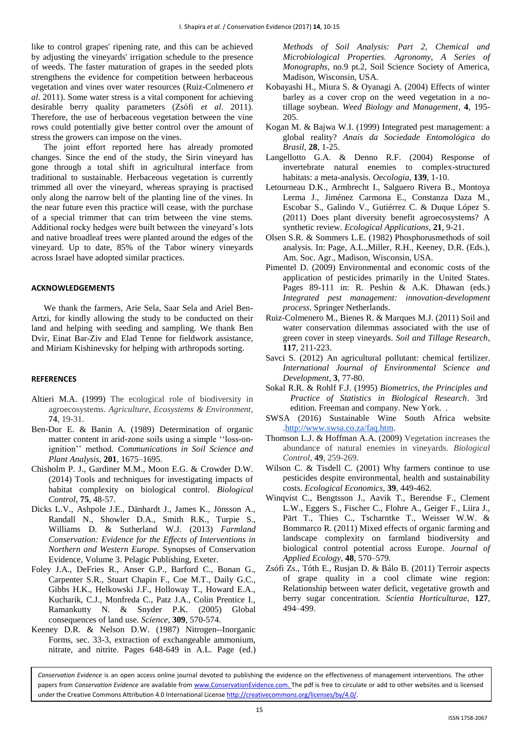like to control grapes' ripening rate, and this can be achieved by adjusting the vineyards' irrigation schedule to the presence of weeds. The faster maturation of grapes in the seeded plots strengthens the evidence for competition between herbaceous vegetation and vines over water resources (Ruiz-Colmenero *et al*. 2011). Some water stress is a vital component for achieving desirable berry quality parameters (Zsófi *et al*. 2011). Therefore, the use of herbaceous vegetation between the vine rows could potentially give better control over the amount of stress the growers can impose on the vines.

The joint effort reported here has already promoted changes. Since the end of the study, the Sirin vineyard has gone through a total shift in agricultural interface from traditional to sustainable. Herbaceous vegetation is currently trimmed all over the vineyard, whereas spraying is practised only along the narrow belt of the planting line of the vines. In the near future even this practice will cease, with the purchase of a special trimmer that can trim between the vine stems. Additional rocky hedges were built between the vineyard's lots and native broadleaf trees were planted around the edges of the vineyard. Up to date, 85% of the Tabor winery vineyards across Israel have adopted similar practices.

## ACKNOWLEDGEMENTS

We thank the farmers, Arie Sela, Saar Sela and Ariel Ben-Artzi, for kindly allowing the study to be conducted on their land and helping with seeding and sampling. We thank Ben Dvir, Einat Bar-Ziv and Elad Tenne for fieldwork assistance, and Miriam Kishinevsky for helping with arthropods sorting.

## REFERENCES

Altieri M.A. (1999) The ecological role of biodiversity in agroecosystems. *Agriculture, Ecosystems & Environment*, **74**, 19-31.

Ben-Dor E. & Banin A. (1989) Determination of organic matter content in arid-zone soils using a simple ''loss-on-ignition'' method. *Communications in Soil Science and Plant Analysis*, **201**, 1675–1695.

Chisholm P. J., Gardiner M.M., Moon E.G. & Crowder D.W. (2014) Tools and techniques for investigating impacts of habitat complexity on biological control. *Biological Control*, **75**, 48-57.

Dicks L.V., Ashpole J.E., Dänhardt J., James K., Jönsson A., Randall N., Showler D.A., Smith R.K., Turpie S., Williams D. & Sutherland W.J. (2013) *Farmland Conservation: Evidence for the Effects of Interventions in Northern and Western Europe.* Synopses of Conservation Evidence, Volume 3. Pelagic Publishing, Exeter.

Foley J.A., DeFries R., Anser G.P., Barford C., Bonan G., Carpenter S.R., Stuart Chapin F., Coe M.T., Daily G.C., Gibbs H.K., Helkowski J.F., Holloway T., Howard E.A., Kucharik, C.J., Monfreda C., Patz J.A., Colin Prentice I., Ramankutty N. & Snyder P.K. (2005) Global consequences of land use. *Science*, **309**, 570-574.

Keeney D.R. & Nelson D.W. (1987) Nitrogen--Inorganic Forms, sec. 33-3, extraction of exchangeable ammonium, nitrate, and nitrite. Pages 648-649 in A.L. Page (ed.) *Methods of Soil Analysis: Part 2, Chemical and Microbiological Properties. Agronomy, A Series of Monographs*, no.9 pt.2, Soil Science Society of America, Madison, Wisconsin, USA.

Kobayashi H., Miura S. & Oyanagi A. (2004) Effects of winter barley as a cover crop on the weed vegetation in a no-tillage soybean. *Weed Biology and Management*, **4**, 195-205.

Kogan M. & Bajwa W.I. (1999) Integrated pest management: a global reality? *Anais da Sociedade Entomológica do Brasil*, **28**, 1-25.

Langellotto G.A. & Denno R.F. (2004) Response of invertebrate natural enemies to complex-structured habitats: a meta-analysis. *Oecologia*, **139**, 1-10.

Letourneau D.K., Armbrecht I., Salguero Rivera B., Montoya Lerma J., Jiménez Carmona E., Constanza Daza M., Escobar S., Galindo V., Gutiérrez C. & Duque López S. (2011) Does plant diversity benefit agroecosystems? A synthetic review. *Ecological Applications*, **21**, 9-21.

Olsen S.R. & Sommers L.E. (1982) Phosphorusmethods of soil analysis. In: Page, L.A.,Miller, R.H., Keeney, D.R. (Eds.), Am. Soc. Agr., Madison, Wisconsin, USA.

Pimentel D. (2009) Environmental and economic costs of the application of pesticides primarily in the United States. Pages 89-111 in: R. Peshin & A.K. Dhawan (eds.) *Integrated pest management: innovation-development process*. Springer Netherlands.

Ruiz-Colmenero M., Bienes R. & Marques M.J. (2011) Soil and water conservation dilemmas associated with the use of green cover in steep vineyards. *Soil and Tillage Research*, **117**, 211-223.

Savci S. (2012) An agricultural pollutant: chemical fertilizer. *International Journal of Environmental Science and Development*, **3**, 77-80.

Sokal R.R. & Rohlf F.J. (1995) *Biometrics, the Principles and Practice of Statistics in Biological Research*. 3rd edition. Freeman and company. New York. .

SWSA (2016) Sustainable Wine South Africa website .http://www.swsa.co.za/faq.htm.

Thomson L.J. & Hoffman A.A. (2009) Vegetation increases the abundance of natural enemies in vineyards. *Biological Control*, **49**, 259-269.

Wilson C. & Tisdell C. (2001) Why farmers continue to use pesticides despite environmental, health and sustainability costs. *Ecological Economics*, **39**, 449-462.

Winqvist C., Bengtsson J., Aavik T., Berendse F., Clement L.W., Eggers S., Fischer C., Flohre A., Geiger F., Liira J., Pärt T., Thies C., Tscharntke T., Weisser W.W. & Bommarco R. (2011) Mixed effects of organic farming and landscape complexity on farmland biodiversity and biological control potential across Europe. *Journal of Applied Ecology*, **48**, 570–579.

Zsófi Zs., Tóth E., Rusjan D. & Bálo B. (2011) Terroir aspects of grape quality in a cool climate wine region: Relationship between water deficit, vegetative growth and berry sugar concentration. *Scientia Horticulturae*, **127**, 494–499.

*Conservation Evidence* is an open access online journal devoted to publishing the evidence on the effectiveness of management interventions. The other papers from *Conservation Evidence* are available from www.ConservationEvidence.com. The pdf is free to circulate or add to other websites and is licensed under the Creative Commons Attribution 4.0 International License http://creativecommons.org/licenses/by/4.0/.